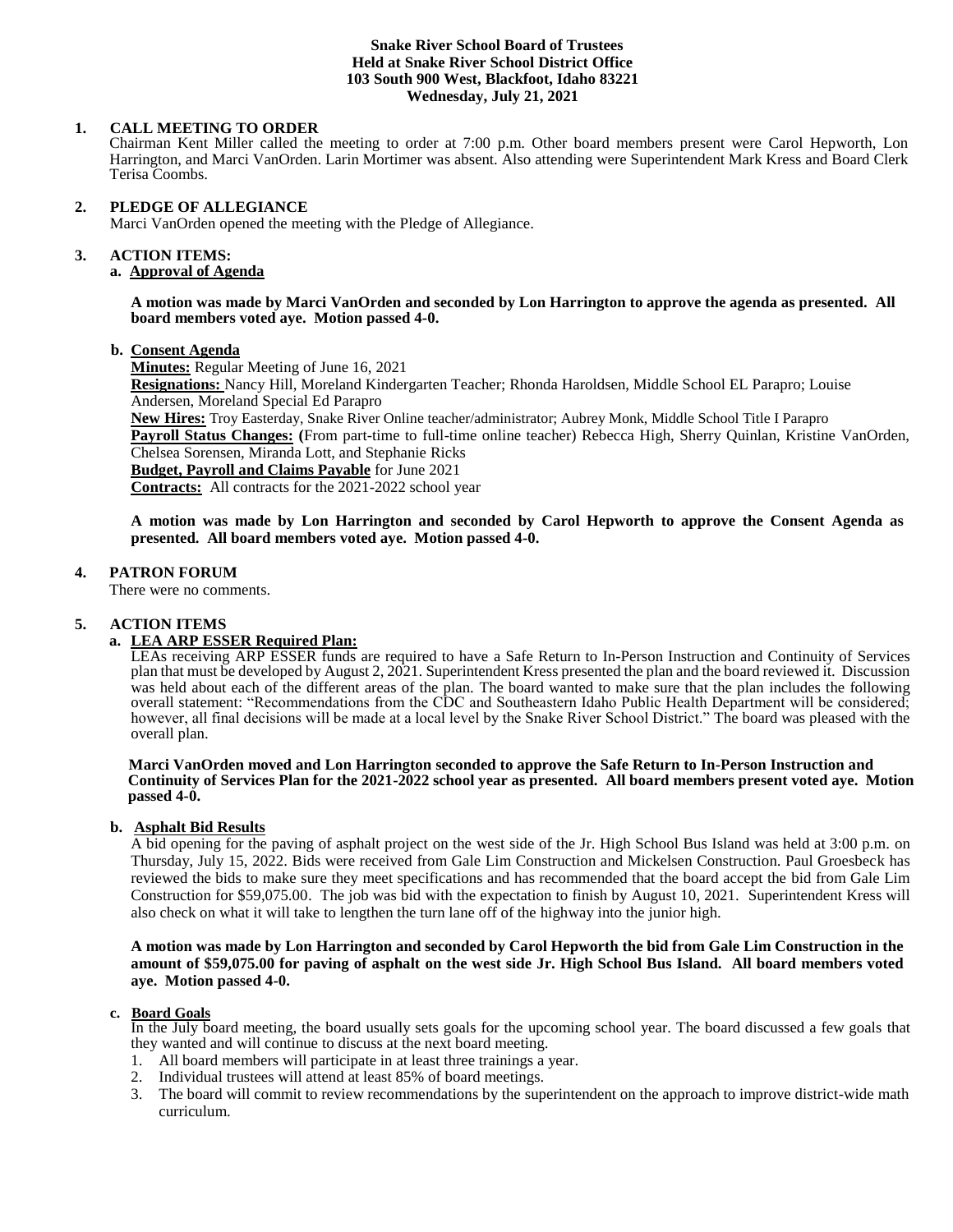**Snake River School Board of Trustees**
**Held at Snake River School District Office**
**103 South 900 West, Blackfoot, Idaho 83221**
**Wednesday, July 21, 2021**

**1. CALL MEETING TO ORDER**

Chairman Kent Miller called the meeting to order at 7:00 p.m. Other board members present were Carol Hepworth, Lon Harrington, and Marci VanOrden. Larin Mortimer was absent. Also attending were Superintendent Mark Kress and Board Clerk Terisa Coombs.

**2. PLEDGE OF ALLEGIANCE**

Marci VanOrden opened the meeting with the Pledge of Allegiance.

**3. ACTION ITEMS:**

**a. Approval of Agenda**

**A motion was made by Marci VanOrden and seconded by Lon Harrington to approve the agenda as presented. All board members voted aye. Motion passed 4-0.**

**b. Consent Agenda**

**Minutes:** Regular Meeting of June 16, 2021

**Resignations:** Nancy Hill, Moreland Kindergarten Teacher; Rhonda Haroldsen, Middle School EL Parapro; Louise Andersen, Moreland Special Ed Parapro

**New Hires:** Troy Easterday, Snake River Online teacher/administrator; Aubrey Monk, Middle School Title I Parapro

**Payroll Status Changes:** (From part-time to full-time online teacher) Rebecca High, Sherry Quinlan, Kristine VanOrden, Chelsea Sorensen, Miranda Lott, and Stephanie Ricks

**Budget, Payroll and Claims Payable** for June 2021

**Contracts:** All contracts for the 2021-2022 school year

**A motion was made by Lon Harrington and seconded by Carol Hepworth to approve the Consent Agenda as presented. All board members voted aye. Motion passed 4-0.**

**4. PATRON FORUM**

There were no comments.

**5. ACTION ITEMS**

**a. LEA ARP ESSER Required Plan:**

LEAs receiving ARP ESSER funds are required to have a Safe Return to In-Person Instruction and Continuity of Services plan that must be developed by August 2, 2021. Superintendent Kress presented the plan and the board reviewed it. Discussion was held about each of the different areas of the plan. The board wanted to make sure that the plan includes the following overall statement: "Recommendations from the CDC and Southeastern Idaho Public Health Department will be considered; however, all final decisions will be made at a local level by the Snake River School District." The board was pleased with the overall plan.

**Marci VanOrden moved and Lon Harrington seconded to approve the Safe Return to In-Person Instruction and Continuity of Services Plan for the 2021-2022 school year as presented. All board members present voted aye. Motion passed 4-0.**

**b. Asphalt Bid Results**

A bid opening for the paving of asphalt project on the west side of the Jr. High School Bus Island was held at 3:00 p.m. on Thursday, July 15, 2022. Bids were received from Gale Lim Construction and Mickelsen Construction. Paul Groesbeck has reviewed the bids to make sure they meet specifications and has recommended that the board accept the bid from Gale Lim Construction for $59,075.00. The job was bid with the expectation to finish by August 10, 2021. Superintendent Kress will also check on what it will take to lengthen the turn lane off of the highway into the junior high.

**A motion was made by Lon Harrington and seconded by Carol Hepworth the bid from Gale Lim Construction in the amount of $59,075.00 for paving of asphalt on the west side Jr. High School Bus Island. All board members voted aye. Motion passed 4-0.**

**c. Board Goals**

In the July board meeting, the board usually sets goals for the upcoming school year. The board discussed a few goals that they wanted and will continue to discuss at the next board meeting.

1. All board members will participate in at least three trainings a year.
2. Individual trustees will attend at least 85% of board meetings.
3. The board will commit to review recommendations by the superintendent on the approach to improve district-wide math curriculum.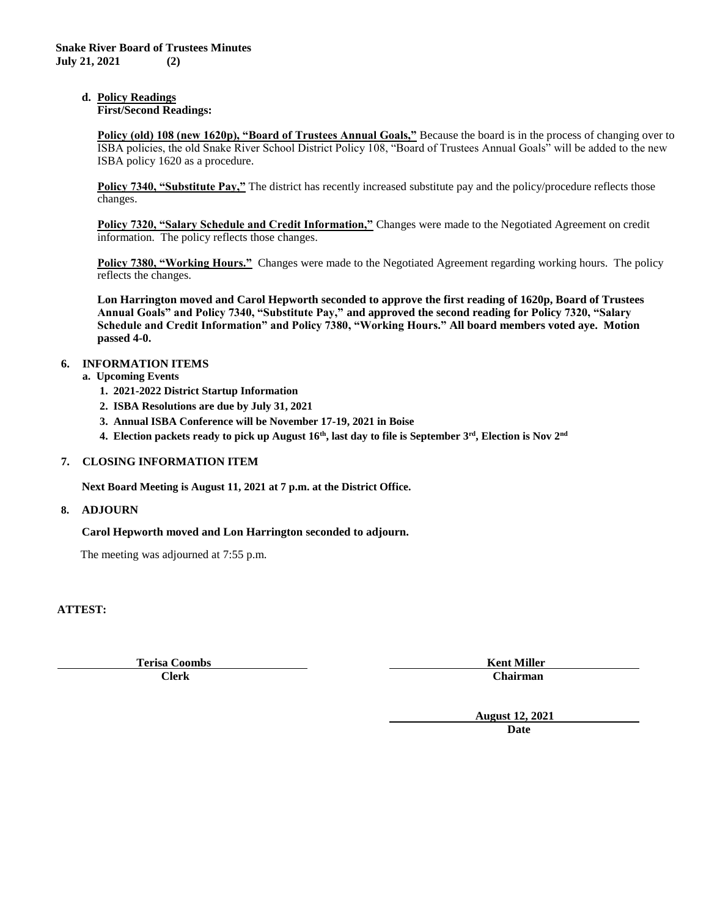**d. Policy Readings**
**First/Second Readings:**

**Policy (old) 108 (new 1620p), "Board of Trustees Annual Goals,"** Because the board is in the process of changing over to ISBA policies, the old Snake River School District Policy 108, "Board of Trustees Annual Goals" will be added to the new ISBA policy 1620 as a procedure.

**Policy 7340, "Substitute Pay,"** The district has recently increased substitute pay and the policy/procedure reflects those changes.

**Policy 7320, "Salary Schedule and Credit Information,"** Changes were made to the Negotiated Agreement on credit information. The policy reflects those changes.

**Policy 7380, "Working Hours."** Changes were made to the Negotiated Agreement regarding working hours. The policy reflects the changes.

**Lon Harrington moved and Carol Hepworth seconded to approve the first reading of 1620p, Board of Trustees Annual Goals" and Policy 7340, "Substitute Pay," and approved the second reading for Policy 7320, "Salary Schedule and Credit Information" and Policy 7380, "Working Hours." All board members voted aye. Motion passed 4-0.**

## 6. INFORMATION ITEMS

**a. Upcoming Events**

1. **2021-2022 District Startup Information**
2. **ISBA Resolutions are due by July 31, 2021**
3. **Annual ISBA Conference will be November 17-19, 2021 in Boise**
4. **Election packets ready to pick up August 16th, last day to file is September 3rd, Election is Nov 2nd**

## 7. CLOSING INFORMATION ITEM

**Next Board Meeting is August 11, 2021 at 7 p.m. at the District Office.**

## 8. ADJOURN

**Carol Hepworth moved and Lon Harrington seconded to adjourn.**

The meeting was adjourned at 7:55 p.m.

**ATTEST:**

**Terisa Coombs**
**Clerk**

**Kent Miller**
**Chairman**

**August 12, 2021**
**Date**